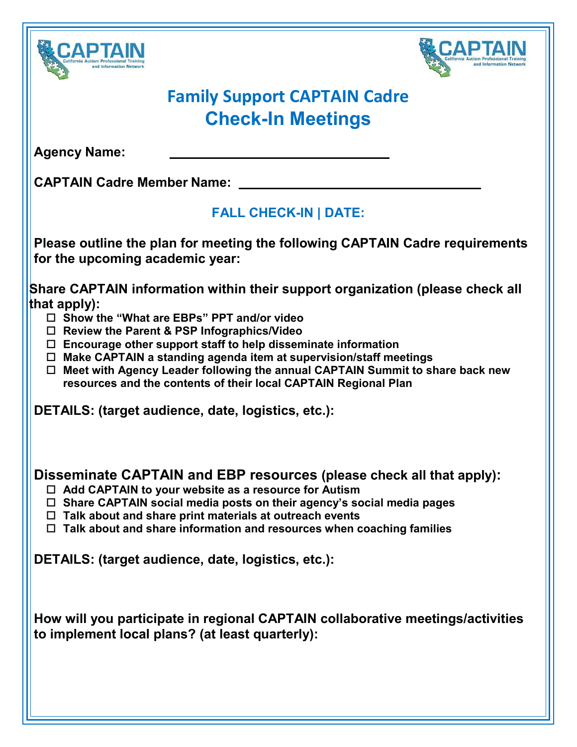# Family Support CAPTAIN Cadre
# Check-In Meetings

**Agency Name:** ______________________________

**CAPTAIN Cadre Member Name:** ______________________________

**FALL CHECK-IN | DATE:**

**Please outline the plan for meeting the following CAPTAIN Cadre requirements for the upcoming academic year:**

**Share CAPTAIN information within their support organization (please check all that apply):**

- ☐ **Show the "What are EBPs" PPT and/or video**
- ☐ **Review the Parent & PSP Infographics/Video**
- ☐ **Encourage other support staff to help disseminate information**
- ☐ **Make CAPTAIN a standing agenda item at supervision/staff meetings**
- ☐ **Meet with Agency Leader following the annual CAPTAIN Summit to share back new resources and the contents of their local CAPTAIN Regional Plan**

**DETAILS: (target audience, date, logistics, etc.):**

**Disseminate CAPTAIN and EBP resources (please check all that apply):**

- ☐ **Add CAPTAIN to your website as a resource for Autism**
- ☐ **Share CAPTAIN social media posts on their agency's social media pages**
- ☐ **Talk about and share print materials at outreach events**
- ☐ **Talk about and share information and resources when coaching families**

**DETAILS: (target audience, date, logistics, etc.):**

**How will you participate in regional CAPTAIN collaborative meetings/activities to implement local plans? (at least quarterly):**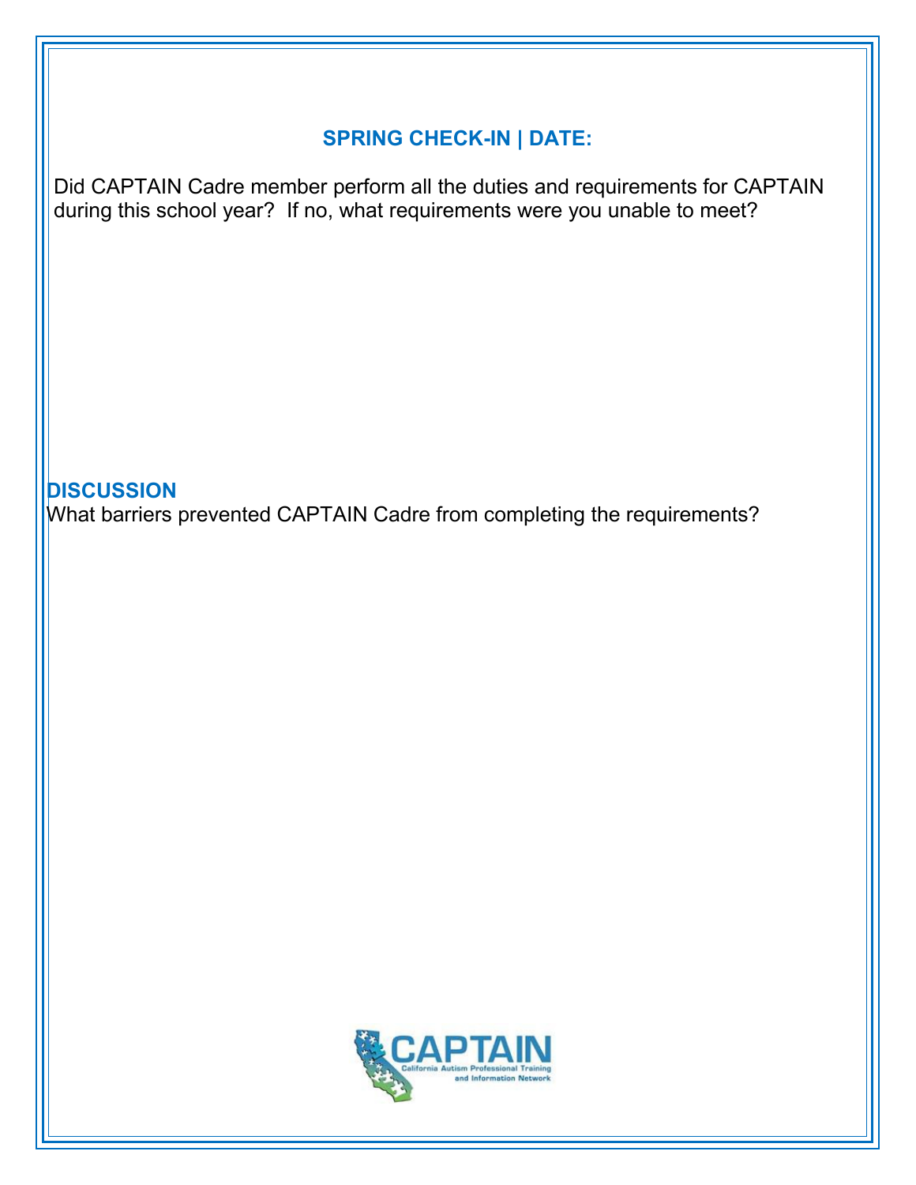## SPRING CHECK-IN | DATE:

Did CAPTAIN Cadre member perform all the duties and requirements for CAPTAIN during this school year? If no, what requirements were you unable to meet?

## DISCUSSION

What barriers prevented CAPTAIN Cadre from completing the requirements?

CAPTAIN
California Autism Professional Training and Information Network